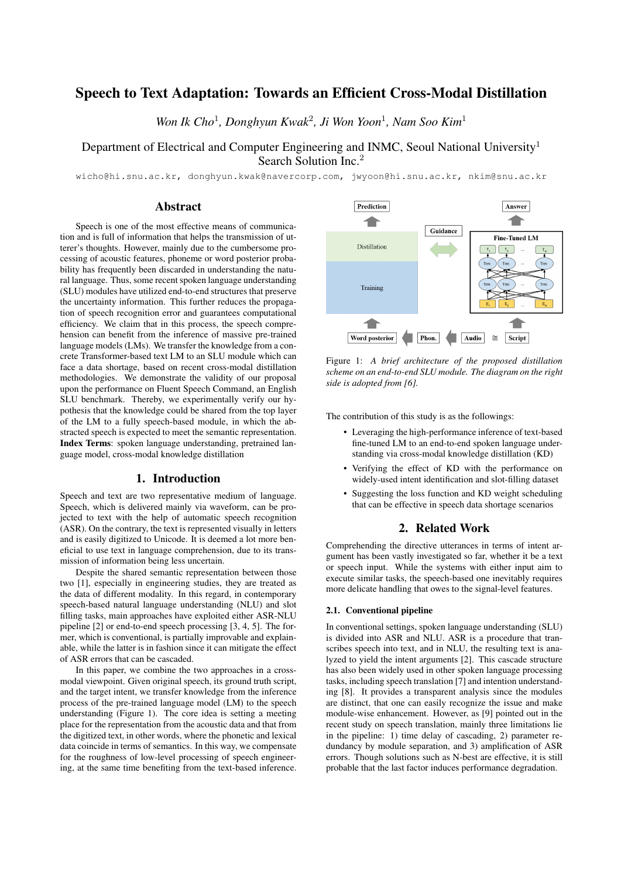# Speech to Text Adaptation: Towards an Efficient Cross-Modal Distillation

*Won Ik Cho[1], Donghyun Kwak[2], Ji Won Yoon[1], Nam Soo Kim[1]*

Department of Electrical and Computer Engineering and INMC, Seoul National University[1]
Search Solution Inc.[2]

wicho@hi.snu.ac.kr, donghyun.kwak@navercorp.com, jwyoon@hi.snu.ac.kr, nkim@snu.ac.kr

## Abstract

Speech is one of the most effective means of communication and is full of information that helps the transmission of utterer's thoughts. However, mainly due to the cumbersome processing of acoustic features, phoneme or word posterior probability has frequently been discarded in understanding the natural language. Thus, some recent spoken language understanding (SLU) modules have utilized end-to-end structures that preserve the uncertainty information. This further reduces the propagation of speech recognition error and guarantees computational efficiency. We claim that in this process, the speech comprehension can benefit from the inference of massive pre-trained language models (LMs). We transfer the knowledge from a concrete Transformer-based text LM to an SLU module which can face a data shortage, based on recent cross-modal distillation methodologies. We demonstrate the validity of our proposal upon the performance on Fluent Speech Command, an English SLU benchmark. Thereby, we experimentally verify our hypothesis that the knowledge could be shared from the top layer of the LM to a fully speech-based module, in which the abstracted speech is expected to meet the semantic representation.

**Index Terms**: spoken language understanding, pretrained language model, cross-modal knowledge distillation

## 1. Introduction

Speech and text are two representative medium of language. Speech, which is delivered mainly via waveform, can be projected to text with the help of automatic speech recognition (ASR). On the contrary, the text is represented visually in letters and is easily digitized to Unicode. It is deemed a lot more beneficial to use text in language comprehension, due to its transmission of information being less uncertain.

Despite the shared semantic representation between those two [1], especially in engineering studies, they are treated as the data of different modality. In this regard, in contemporary speech-based natural language understanding (NLU) and slot filling tasks, main approaches have exploited either ASR-NLU pipeline [2] or end-to-end speech processing [3, 4, 5]. The former, which is conventional, is partially improvable and explainable, while the latter is in fashion since it can mitigate the effect of ASR errors that can be cascaded.

In this paper, we combine the two approaches in a cross-modal viewpoint. Given original speech, its ground truth script, and the target intent, we transfer knowledge from the inference process of the pre-trained language model (LM) to the speech understanding (Figure 1). The core idea is setting a meeting place for the representation from the acoustic data and that from the digitized text, in other words, where the phonetic and lexical data coincide in terms of semantics. In this way, we compensate for the roughness of low-level processing of speech engineering, at the same time benefiting from the text-based inference.

Prediction | Answer | Guidance | Fine-Tuned LM | Distillation | Training | Word posterior | Phon. | Audio | ≅ | Script

Figure 1: *A brief architecture of the proposed distillation scheme on an end-to-end SLU module. The diagram on the right side is adopted from [6].*

The contribution of this study is as the followings:

- Leveraging the high-performance inference of text-based fine-tuned LM to an end-to-end spoken language understanding via cross-modal knowledge distillation (KD)
- Verifying the effect of KD with the performance on widely-used intent identification and slot-filling dataset
- Suggesting the loss function and KD weight scheduling that can be effective in speech data shortage scenarios

## 2. Related Work

Comprehending the directive utterances in terms of intent argument has been vastly investigated so far, whether it be a text or speech input. While the systems with either input aim to execute similar tasks, the speech-based one inevitably requires more delicate handling that owes to the signal-level features.

### 2.1. Conventional pipeline

In conventional settings, spoken language understanding (SLU) is divided into ASR and NLU. ASR is a procedure that transcribes speech into text, and in NLU, the resulting text is analyzed to yield the intent arguments [2]. This cascade structure has also been widely used in other spoken language processing tasks, including speech translation [7] and intention understanding [8]. It provides a transparent analysis since the modules are distinct, that one can easily recognize the issue and make module-wise enhancement. However, as [9] pointed out in the recent study on speech translation, mainly three limitations lie in the pipeline: 1) time delay of cascading, 2) parameter redundancy by module separation, and 3) amplification of ASR errors. Though solutions such as N-best are effective, it is still probable that the last factor induces performance degradation.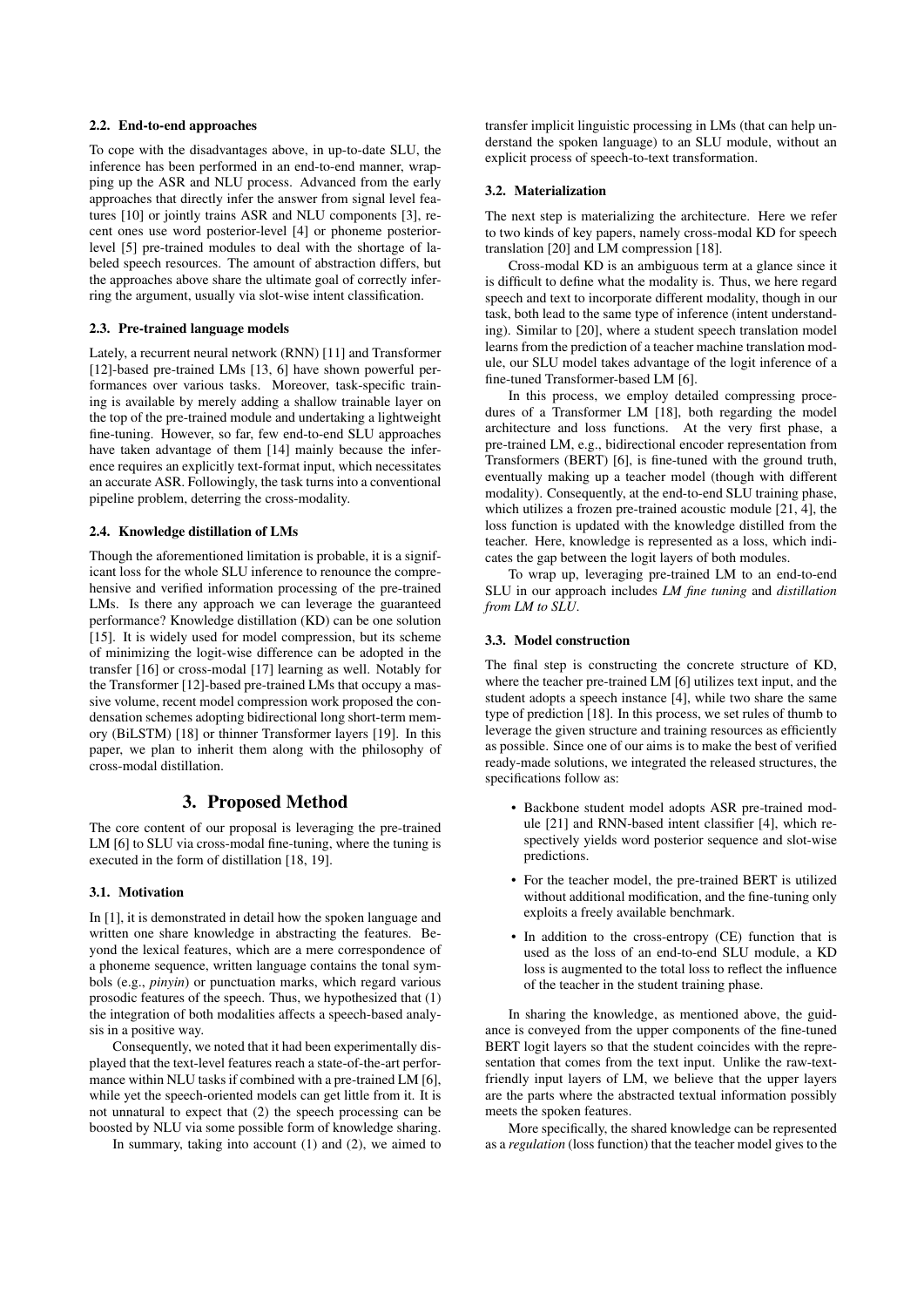### 2.2. End-to-end approaches

To cope with the disadvantages above, in up-to-date SLU, the inference has been performed in an end-to-end manner, wrapping up the ASR and NLU process. Advanced from the early approaches that directly infer the answer from signal level features [10] or jointly trains ASR and NLU components [3], recent ones use word posterior-level [4] or phoneme posterior-level [5] pre-trained modules to deal with the shortage of labeled speech resources. The amount of abstraction differs, but the approaches above share the ultimate goal of correctly inferring the argument, usually via slot-wise intent classification.

### 2.3. Pre-trained language models

Lately, a recurrent neural network (RNN) [11] and Transformer [12]-based pre-trained LMs [13, 6] have shown powerful performances over various tasks. Moreover, task-specific training is available by merely adding a shallow trainable layer on the top of the pre-trained module and undertaking a lightweight fine-tuning. However, so far, few end-to-end SLU approaches have taken advantage of them [14] mainly because the inference requires an explicitly text-format input, which necessitates an accurate ASR. Followingly, the task turns into a conventional pipeline problem, deterring the cross-modality.

### 2.4. Knowledge distillation of LMs

Though the aforementioned limitation is probable, it is a significant loss for the whole SLU inference to renounce the comprehensive and verified information processing of the pre-trained LMs. Is there any approach we can leverage the guaranteed performance? Knowledge distillation (KD) can be one solution [15]. It is widely used for model compression, but its scheme of minimizing the logit-wise difference can be adopted in the transfer [16] or cross-modal [17] learning as well. Notably for the Transformer [12]-based pre-trained LMs that occupy a massive volume, recent model compression work proposed the condensation schemes adopting bidirectional long short-term memory (BiLSTM) [18] or thinner Transformer layers [19]. In this paper, we plan to inherit them along with the philosophy of cross-modal distillation.

## 3. Proposed Method

The core content of our proposal is leveraging the pre-trained LM [6] to SLU via cross-modal fine-tuning, where the tuning is executed in the form of distillation [18, 19].

### 3.1. Motivation

In [1], it is demonstrated in detail how the spoken language and written one share knowledge in abstracting the features. Beyond the lexical features, which are a mere correspondence of a phoneme sequence, written language contains the tonal symbols (e.g., *pinyin*) or punctuation marks, which regard various prosodic features of the speech. Thus, we hypothesized that (1) the integration of both modalities affects a speech-based analysis in a positive way.

Consequently, we noted that it had been experimentally displayed that the text-level features reach a state-of-the-art performance within NLU tasks if combined with a pre-trained LM [6], while yet the speech-oriented models can get little from it. It is not unnatural to expect that (2) the speech processing can be boosted by NLU via some possible form of knowledge sharing.

In summary, taking into account (1) and (2), we aimed to transfer implicit linguistic processing in LMs (that can help understand the spoken language) to an SLU module, without an explicit process of speech-to-text transformation.

### 3.2. Materialization

The next step is materializing the architecture. Here we refer to two kinds of key papers, namely cross-modal KD for speech translation [20] and LM compression [18].

Cross-modal KD is an ambiguous term at a glance since it is difficult to define what the modality is. Thus, we here regard speech and text to incorporate different modality, though in our task, both lead to the same type of inference (intent understanding). Similar to [20], where a student speech translation model learns from the prediction of a teacher machine translation module, our SLU model takes advantage of the logit inference of a fine-tuned Transformer-based LM [6].

In this process, we employ detailed compressing procedures of a Transformer LM [18], both regarding the model architecture and loss functions. At the very first phase, a pre-trained LM, e.g., bidirectional encoder representation from Transformers (BERT) [6], is fine-tuned with the ground truth, eventually making up a teacher model (though with different modality). Consequently, at the end-to-end SLU training phase, which utilizes a frozen pre-trained acoustic module [21, 4], the loss function is updated with the knowledge distilled from the teacher. Here, knowledge is represented as a loss, which indicates the gap between the logit layers of both modules.

To wrap up, leveraging pre-trained LM to an end-to-end SLU in our approach includes *LM fine tuning* and *distillation from LM to SLU*.

### 3.3. Model construction

The final step is constructing the concrete structure of KD, where the teacher pre-trained LM [6] utilizes text input, and the student adopts a speech instance [4], while two share the same type of prediction [18]. In this process, we set rules of thumb to leverage the given structure and training resources as efficiently as possible. Since one of our aims is to make the best of verified ready-made solutions, we integrated the released structures, the specifications follow as:

- Backbone student model adopts ASR pre-trained module [21] and RNN-based intent classifier [4], which respectively yields word posterior sequence and slot-wise predictions.
- For the teacher model, the pre-trained BERT is utilized without additional modification, and the fine-tuning only exploits a freely available benchmark.
- In addition to the cross-entropy (CE) function that is used as the loss of an end-to-end SLU module, a KD loss is augmented to the total loss to reflect the influence of the teacher in the student training phase.

In sharing the knowledge, as mentioned above, the guidance is conveyed from the upper components of the fine-tuned BERT logit layers so that the student coincides with the representation that comes from the text input. Unlike the raw-text-friendly input layers of LM, we believe that the upper layers are the parts where the abstracted textual information possibly meets the spoken features.

More specifically, the shared knowledge can be represented as a *regulation* (loss function) that the teacher model gives to the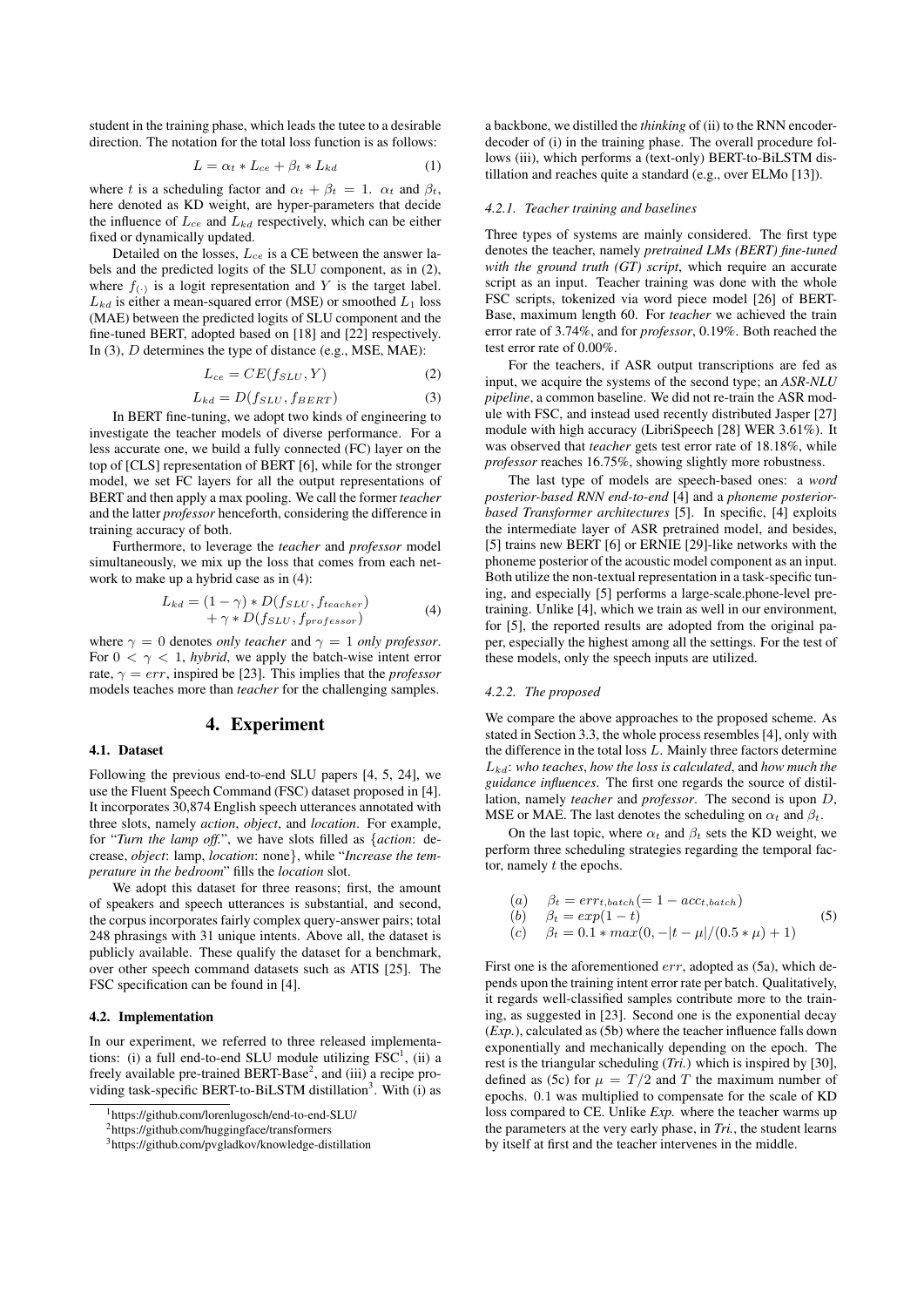student in the training phase, which leads the tutee to a desirable direction. The notation for the total loss function is as follows:

$$L = \alpha_t * L_{ce} + \beta_t * L_{kd} \tag{1}$$

where $t$ is a scheduling factor and $\alpha_t + \beta_t = 1$. $\alpha_t$ and $\beta_t$, here denoted as KD weight, are hyper-parameters that decide the influence of $L_{ce}$ and $L_{kd}$ respectively, which can be either fixed or dynamically updated.

Detailed on the losses, $L_{ce}$ is a CE between the answer labels and the predicted logits of the SLU component, as in (2), where $f_{(\cdot)}$ is a logit representation and $Y$ is the target label. $L_{kd}$ is either a mean-squared error (MSE) or smoothed $L_1$ loss (MAE) between the predicted logits of SLU component and the fine-tuned BERT, adopted based on [18] and [22] respectively. In (3), $D$ determines the type of distance (e.g., MSE, MAE):

$$L_{ce} = CE(f_{SLU}, Y) \tag{2}$$

$$L_{kd} = D(f_{SLU}, f_{BERT}) \tag{3}$$

In BERT fine-tuning, we adopt two kinds of engineering to investigate the teacher models of diverse performance. For a less accurate one, we build a fully connected (FC) layer on the top of [CLS] representation of BERT [6], while for the stronger model, we set FC layers for all the output representations of BERT and then apply a max pooling. We call the former *teacher* and the latter *professor* henceforth, considering the difference in training accuracy of both.

Furthermore, to leverage the *teacher* and *professor* model simultaneously, we mix up the loss that comes from each network to make up a hybrid case as in (4):

$$L_{kd} = (1-\gamma) * D(f_{SLU}, f_{teacher}) + \gamma * D(f_{SLU}, f_{professor}) \tag{4}$$

where $\gamma = 0$ denotes *only teacher* and $\gamma = 1$ *only professor*. For $0 < \gamma < 1$, *hybrid*, we apply the batch-wise intent error rate, $\gamma = err$, inspired be [23]. This implies that the *professor* models teaches more than *teacher* for the challenging samples.

# 4. Experiment

## 4.1. Dataset

Following the previous end-to-end SLU papers [4, 5, 24], we use the Fluent Speech Command (FSC) dataset proposed in [4]. It incorporates 30,874 English speech utterances annotated with three slots, namely *action*, *object*, and *location*. For example, for "*Turn the lamp off.*", we have slots filled as {*action*: decrease, *object*: lamp, *location*: none}, while "*Increase the temperature in the bedroom*" fills the *location* slot.

We adopt this dataset for three reasons; first, the amount of speakers and speech utterances is substantial, and second, the corpus incorporates fairly complex query-answer pairs; total 248 phrasings with 31 unique intents. Above all, the dataset is publicly available. These qualify the dataset for a benchmark, over other speech command datasets such as ATIS [25]. The FSC specification can be found in [4].

## 4.2. Implementation

In our experiment, we referred to three released implementations: (i) a full end-to-end SLU module utilizing FSC[1], (ii) a freely available pre-trained BERT-Base[2], and (iii) a recipe providing task-specific BERT-to-BiLSTM distillation[3]. With (i) as a backbone, we distilled the *thinking* of (ii) to the RNN encoder-decoder of (i) in the training phase. The overall procedure follows (iii), which performs a (text-only) BERT-to-BiLSTM distillation and reaches quite a standard (e.g., over ELMo [13]).

[1] https://github.com/lorenlugosch/end-to-end-SLU/

[2] https://github.com/huggingface/transformers

[3] https://github.com/pvgladkov/knowledge-distillation

### 4.2.1. Teacher training and baselines

Three types of systems are mainly considered. The first type denotes the teacher, namely *pretrained LMs (BERT) fine-tuned with the ground truth (GT) script*, which require an accurate script as an input. Teacher training was done with the whole FSC scripts, tokenized via word piece model [26] of BERT-Base, maximum length 60. For *teacher* we achieved the train error rate of 3.74%, and for *professor*, 0.19%. Both reached the test error rate of 0.00%.

For the teachers, if ASR output transcriptions are fed as input, we acquire the systems of the second type; an *ASR-NLU pipeline*, a common baseline. We did not re-train the ASR module with FSC, and instead used recently distributed Jasper [27] module with high accuracy (LibriSpeech [28] WER 3.61%). It was observed that *teacher* gets test error rate of 18.18%, while *professor* reaches 16.75%, showing slightly more robustness.

The last type of models are speech-based ones: a *word posterior-based RNN end-to-end* [4] and a *phoneme posterior-based Transformer architectures* [5]. In specific, [4] exploits the intermediate layer of ASR pretrained model, and besides, [5] trains new BERT [6] or ERNIE [29]-like networks with the phoneme posterior of the acoustic model component as an input. Both utilize the non-textual representation in a task-specific tuning, and especially [5] performs a large-scale.phone-level pre-training. Unlike [4], which we train as well in our environment, for [5], the reported results are adopted from the original paper, especially the highest among all the settings. For the test of these models, only the speech inputs are utilized.

### 4.2.2. The proposed

We compare the above approaches to the proposed scheme. As stated in Section 3.3, the whole process resembles [4], only with the difference in the total loss $L$. Mainly three factors determine $L_{kd}$: *who teaches*, *how the loss is calculated*, and *how much the guidance influences*. The first one regards the source of distillation, namely *teacher* and *professor*. The second is upon $D$, MSE or MAE. The last denotes the scheduling on $\alpha_t$ and $\beta_t$.

On the last topic, where $\alpha_t$ and $\beta_t$ sets the KD weight, we perform three scheduling strategies regarding the temporal factor, namely $t$ the epochs.

$$\begin{aligned}
&(a) \quad \beta_t = err_{t,batch} (= 1 - acc_{t,batch}) \\
&(b) \quad \beta_t = exp(1-t) \\
&(c) \quad \beta_t = 0.1 * max(0, -|t-\mu|/(0.5*\mu) + 1)
\end{aligned} \tag{5}$$

First one is the aforementioned $err$, adopted as (5a), which depends upon the training intent error rate per batch. Qualitatively, it regards well-classified samples contribute more to the training, as suggested in [23]. Second one is the exponential decay (*Exp.*), calculated as (5b) where the teacher influence falls down exponentially and mechanically depending on the epoch. The rest is the triangular scheduling (*Tri.*) which is inspired by [30], defined as (5c) for $\mu = T/2$ and $T$ the maximum number of epochs. 0.1 was multiplied to compensate for the scale of KD loss compared to CE. Unlike *Exp.* where the teacher warms up the parameters at the very early phase, in *Tri.*, the student learns by itself at first and the teacher intervenes in the middle.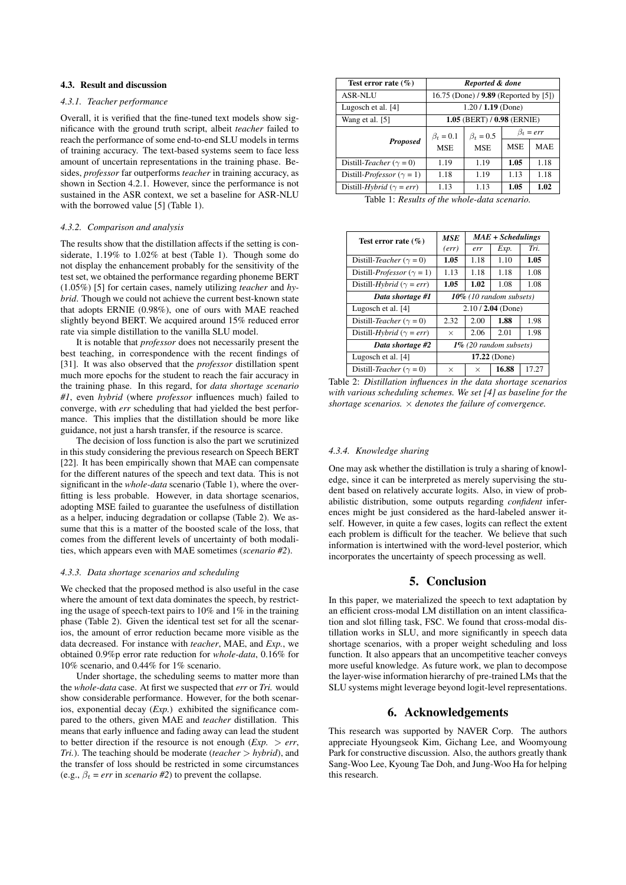### 4.3. Result and discussion

#### 4.3.1. Teacher performance

Overall, it is verified that the fine-tuned text models show significance with the ground truth script, albeit *teacher* failed to reach the performance of some end-to-end SLU models in terms of training accuracy. The text-based systems seem to face less amount of uncertain representations in the training phase. Besides, *professor* far outperforms *teacher* in training accuracy, as shown in Section 4.2.1. However, since the performance is not sustained in the ASR context, we set a baseline for ASR-NLU with the borrowed value [5] (Table 1).

#### 4.3.2. Comparison and analysis

The results show that the distillation affects if the setting is considerate, 1.19% to 1.02% at best (Table 1). Though some do not display the enhancement probably for the sensitivity of the test set, we obtained the performance regarding phoneme BERT (1.05%) [5] for certain cases, namely utilizing *teacher* and *hybrid*. Though we could not achieve the current best-known state that adopts ERNIE (0.98%), one of ours with MAE reached slightly beyond BERT. We acquired around 15% reduced error rate via simple distillation to the vanilla SLU model.

It is notable that *professor* does not necessarily present the best teaching, in correspondence with the recent findings of [31]. It was also observed that the *professor* distillation spent much more epochs for the student to reach the fair accuracy in the training phase. In this regard, for *data shortage scenario #1*, even *hybrid* (where *professor* influences much) failed to converge, with *err* scheduling that had yielded the best performance. This implies that the distillation should be more like guidance, not just a harsh transfer, if the resource is scarce.

The decision of loss function is also the part we scrutinized in this study considering the previous research on Speech BERT [22]. It has been empirically shown that MAE can compensate for the different natures of the speech and text data. This is not significant in the *whole-data* scenario (Table 1), where the overfitting is less probable. However, in data shortage scenarios, adopting MSE failed to guarantee the usefulness of distillation as a helper, inducing degradation or collapse (Table 2). We assume that this is a matter of the boosted scale of the loss, that comes from the different levels of uncertainty of both modalities, which appears even with MAE sometimes (*scenario #2*).

#### 4.3.3. Data shortage scenarios and scheduling

We checked that the proposed method is also useful in the case where the amount of text data dominates the speech, by restricting the usage of speech-text pairs to 10% and 1% in the training phase (Table 2). Given the identical test set for all the scenarios, the amount of error reduction became more visible as the data decreased. For instance with *teacher*, MAE, and *Exp.*, we obtained 0.9%p error rate reduction for *whole-data*, 0.16% for 10% scenario, and 0.44% for 1% scenario.

Under shortage, the scheduling seems to matter more than the *whole-data* case. At first we suspected that *err* or *Tri.* would show considerable performance. However, for the both scenarios, exponential decay (*Exp.*) exhibited the significance compared to the others, given MAE and *teacher* distillation. This means that early influence and fading away can lead the student to better direction if the resource is not enough (*Exp.* > *err*, *Tri.*). The teaching should be moderate (*teacher* > *hybrid*), and the transfer of loss should be restricted in some circumstances (e.g., $\beta_t$ = *err* in *scenario #2*) to prevent the collapse.

| **Test error rate (%)** | ***Reported & done*** | | | |
|---|---|---|---|---|
| ASR-NLU | 16.75 (Done) / **9.89** (Reported by [5]) | | | |
| Lugosch et al. [4] | 1.20 / **1.19** (Done) | | | |
| Wang et al. [5] | **1.05** (BERT) / **0.98** (ERNIE) | | | |
| ***Proposed*** | $\beta_t = 0.1$ | $\beta_t = 0.5$ | $\beta_t = err$ | |
| | MSE | MSE | MSE | MAE |
| Distill-*Teacher* ($\gamma = 0$) | 1.19 | 1.19 | **1.05** | 1.18 |
| Distill-*Professor* ($\gamma = 1$) | 1.18 | 1.19 | 1.13 | 1.18 |
| Distill-*Hybrid* ($\gamma = err$) | 1.13 | 1.13 | **1.05** | **1.02** |

Table 1: *Results of the whole-data scenario.*

| **Test error rate (%)** | ***MSE*** | ***MAE + Schedulings*** | | |
|---|---|---|---|---|
| | (*err*) | *err* | *Exp.* | *Tri.* |
| Distill-*Teacher* ($\gamma = 0$) | **1.05** | 1.18 | 1.10 | **1.05** |
| Distill-*Professor* ($\gamma = 1$) | 1.13 | 1.18 | 1.18 | 1.08 |
| Distill-*Hybrid* ($\gamma = err$) | **1.05** | **1.02** | 1.08 | 1.08 |
| ***Data shortage #1*** | ***10%*** *(10 random subsets)* | | | |
| Lugosch et al. [4] | 2.10 / **2.04** (Done) | | | |
| Distill-*Teacher* ($\gamma = 0$) | 2.32 | 2.00 | **1.88** | 1.98 |
| Distill-*Hybrid* ($\gamma = err$) | × | 2.06 | 2.01 | 1.98 |
| ***Data shortage #2*** | ***1%*** *(20 random subsets)* | | | |
| Lugosch et al. [4] | **17.22** (Done) | | | |
| Distill-*Teacher* ($\gamma = 0$) | × | × | **16.88** | 17.27 |

Table 2: *Distillation influences in the data shortage scenarios with various scheduling schemes. We set [4] as baseline for the shortage scenarios.* × *denotes the failure of convergence.*

#### 4.3.4. Knowledge sharing

One may ask whether the distillation is truly a sharing of knowledge, since it can be interpreted as merely supervising the student based on relatively accurate logits. Also, in view of probabilistic distribution, some outputs regarding *confident* inferences might be just considered as the hard-labeled answer itself. However, in quite a few cases, logits can reflect the extent each problem is difficult for the teacher. We believe that such information is intertwined with the word-level posterior, which incorporates the uncertainty of speech processing as well.

## 5. Conclusion

In this paper, we materialized the speech to text adaptation by an efficient cross-modal LM distillation on an intent classification and slot filling task, FSC. We found that cross-modal distillation works in SLU, and more significantly in speech data shortage scenarios, with a proper weight scheduling and loss function. It also appears that an uncompetitive teacher conveys more useful knowledge. As future work, we plan to decompose the layer-wise information hierarchy of pre-trained LMs that the SLU systems might leverage beyond logit-level representations.

## 6. Acknowledgements

This research was supported by NAVER Corp. The authors appreciate Hyoungseok Kim, Gichang Lee, and Woomyoung Park for constructive discussion. Also, the authors greatly thank Sang-Woo Lee, Kyoung Tae Doh, and Jung-Woo Ha for helping this research.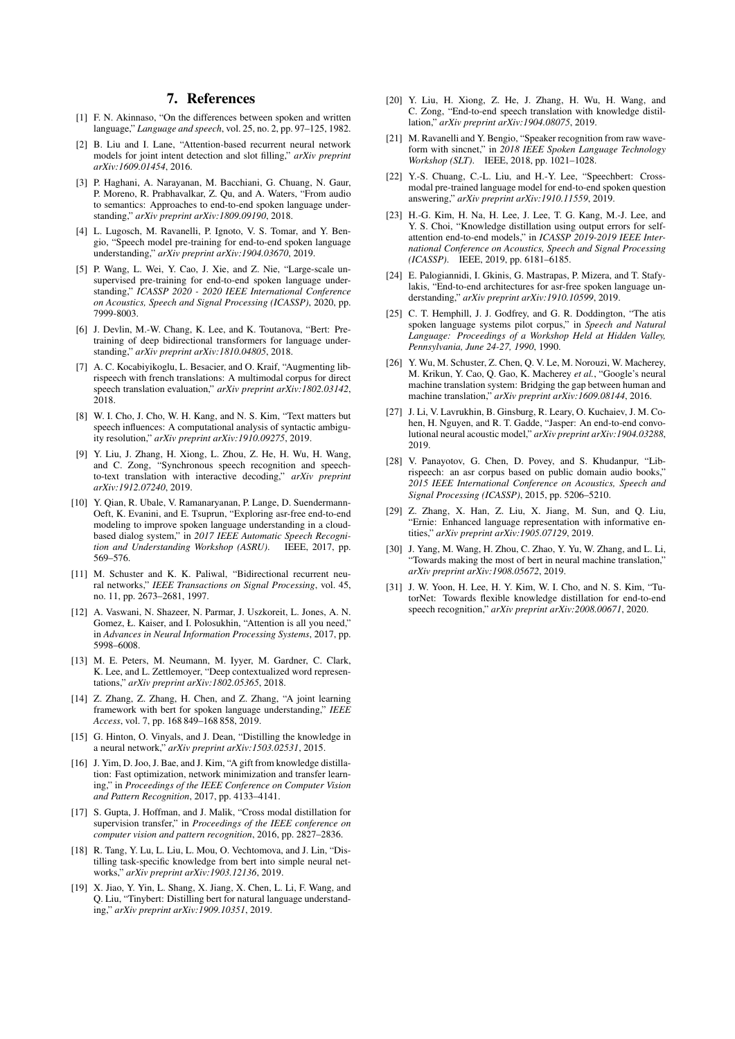## 7. References

[1] F. N. Akinnaso, "On the differences between spoken and written language," *Language and speech*, vol. 25, no. 2, pp. 97–125, 1982.

[2] B. Liu and I. Lane, "Attention-based recurrent neural network models for joint intent detection and slot filling," *arXiv preprint arXiv:1609.01454*, 2016.

[3] P. Haghani, A. Narayanan, M. Bacchiani, G. Chuang, N. Gaur, P. Moreno, R. Prabhavalkar, Z. Qu, and A. Waters, "From audio to semantics: Approaches to end-to-end spoken language understanding," *arXiv preprint arXiv:1809.09190*, 2018.

[4] L. Lugosch, M. Ravanelli, P. Ignoto, V. S. Tomar, and Y. Bengio, "Speech model pre-training for end-to-end spoken language understanding," *arXiv preprint arXiv:1904.03670*, 2019.

[5] P. Wang, L. Wei, Y. Cao, J. Xie, and Z. Nie, "Large-scale unsupervised pre-training for end-to-end spoken language understanding," *ICASSP 2020 - 2020 IEEE International Conference on Acoustics, Speech and Signal Processing (ICASSP)*, 2020, pp. 7999-8003.

[6] J. Devlin, M.-W. Chang, K. Lee, and K. Toutanova, "Bert: Pre-training of deep bidirectional transformers for language understanding," *arXiv preprint arXiv:1810.04805*, 2018.

[7] A. C. Kocabiyikoglu, L. Besacier, and O. Kraif, "Augmenting librispeech with french translations: A multimodal corpus for direct speech translation evaluation," *arXiv preprint arXiv:1802.03142*, 2018.

[8] W. I. Cho, J. Cho, W. H. Kang, and N. S. Kim, "Text matters but speech influences: A computational analysis of syntactic ambiguity resolution," *arXiv preprint arXiv:1910.09275*, 2019.

[9] Y. Liu, J. Zhang, H. Xiong, L. Zhou, Z. He, H. Wu, H. Wang, and C. Zong, "Synchronous speech recognition and speech-to-text translation with interactive decoding," *arXiv preprint arXiv:1912.07240*, 2019.

[10] Y. Qian, R. Ubale, V. Ramanaryanan, P. Lange, D. Suendermann-Oeft, K. Evanini, and E. Tsuprun, "Exploring asr-free end-to-end modeling to improve spoken language understanding in a cloud-based dialog system," in *2017 IEEE Automatic Speech Recognition and Understanding Workshop (ASRU)*. IEEE, 2017, pp. 569–576.

[11] M. Schuster and K. K. Paliwal, "Bidirectional recurrent neural networks," *IEEE Transactions on Signal Processing*, vol. 45, no. 11, pp. 2673–2681, 1997.

[12] A. Vaswani, N. Shazeer, N. Parmar, J. Uszkoreit, L. Jones, A. N. Gomez, Ł. Kaiser, and I. Polosukhin, "Attention is all you need," in *Advances in Neural Information Processing Systems*, 2017, pp. 5998–6008.

[13] M. E. Peters, M. Neumann, M. Iyyer, M. Gardner, C. Clark, K. Lee, and L. Zettlemoyer, "Deep contextualized word representations," *arXiv preprint arXiv:1802.05365*, 2018.

[14] Z. Zhang, Z. Zhang, H. Chen, and Z. Zhang, "A joint learning framework with bert for spoken language understanding," *IEEE Access*, vol. 7, pp. 168 849–168 858, 2019.

[15] G. Hinton, O. Vinyals, and J. Dean, "Distilling the knowledge in a neural network," *arXiv preprint arXiv:1503.02531*, 2015.

[16] J. Yim, D. Joo, J. Bae, and J. Kim, "A gift from knowledge distillation: Fast optimization, network minimization and transfer learning," in *Proceedings of the IEEE Conference on Computer Vision and Pattern Recognition*, 2017, pp. 4133–4141.

[17] S. Gupta, J. Hoffman, and J. Malik, "Cross modal distillation for supervision transfer," in *Proceedings of the IEEE conference on computer vision and pattern recognition*, 2016, pp. 2827–2836.

[18] R. Tang, Y. Lu, L. Liu, L. Mou, O. Vechtomova, and J. Lin, "Distilling task-specific knowledge from bert into simple neural networks," *arXiv preprint arXiv:1903.12136*, 2019.

[19] X. Jiao, Y. Yin, L. Shang, X. Jiang, X. Chen, L. Li, F. Wang, and Q. Liu, "Tinybert: Distilling bert for natural language understanding," *arXiv preprint arXiv:1909.10351*, 2019.

[20] Y. Liu, H. Xiong, Z. He, J. Zhang, H. Wu, H. Wang, and C. Zong, "End-to-end speech translation with knowledge distillation," *arXiv preprint arXiv:1904.08075*, 2019.

[21] M. Ravanelli and Y. Bengio, "Speaker recognition from raw waveform with sincnet," in *2018 IEEE Spoken Language Technology Workshop (SLT)*. IEEE, 2018, pp. 1021–1028.

[22] Y.-S. Chuang, C.-L. Liu, and H.-Y. Lee, "Speechbert: Cross-modal pre-trained language model for end-to-end spoken question answering," *arXiv preprint arXiv:1910.11559*, 2019.

[23] H.-G. Kim, H. Na, H. Lee, J. Lee, T. G. Kang, M.-J. Lee, and Y. S. Choi, "Knowledge distillation using output errors for self-attention end-to-end models," in *ICASSP 2019-2019 IEEE International Conference on Acoustics, Speech and Signal Processing (ICASSP)*. IEEE, 2019, pp. 6181–6185.

[24] E. Palogiannidi, I. Gkinis, G. Mastrapas, P. Mizera, and T. Stafylakis, "End-to-end architectures for asr-free spoken language understanding," *arXiv preprint arXiv:1910.10599*, 2019.

[25] C. T. Hemphill, J. J. Godfrey, and G. R. Doddington, "The atis spoken language systems pilot corpus," in *Speech and Natural Language: Proceedings of a Workshop Held at Hidden Valley, Pennsylvania, June 24-27, 1990*, 1990.

[26] Y. Wu, M. Schuster, Z. Chen, Q. V. Le, M. Norouzi, W. Macherey, M. Krikun, Y. Cao, Q. Gao, K. Macherey *et al.*, "Google's neural machine translation system: Bridging the gap between human and machine translation," *arXiv preprint arXiv:1609.08144*, 2016.

[27] J. Li, V. Lavrukhin, B. Ginsburg, R. Leary, O. Kuchaiev, J. M. Cohen, H. Nguyen, and R. T. Gadde, "Jasper: An end-to-end convolutional neural acoustic model," *arXiv preprint arXiv:1904.03288*, 2019.

[28] V. Panayotov, G. Chen, D. Povey, and S. Khudanpur, "Librispeech: an asr corpus based on public domain audio books," *2015 IEEE International Conference on Acoustics, Speech and Signal Processing (ICASSP)*, 2015, pp. 5206–5210.

[29] Z. Zhang, X. Han, Z. Liu, X. Jiang, M. Sun, and Q. Liu, "Ernie: Enhanced language representation with informative entities," *arXiv preprint arXiv:1905.07129*, 2019.

[30] J. Yang, M. Wang, H. Zhou, C. Zhao, Y. Yu, W. Zhang, and L. Li, "Towards making the most of bert in neural machine translation," *arXiv preprint arXiv:1908.05672*, 2019.

[31] J. W. Yoon, H. Lee, H. Y. Kim, W. I. Cho, and N. S. Kim, "TutorNet: Towards flexible knowledge distillation for end-to-end speech recognition," *arXiv preprint arXiv:2008.00671*, 2020.